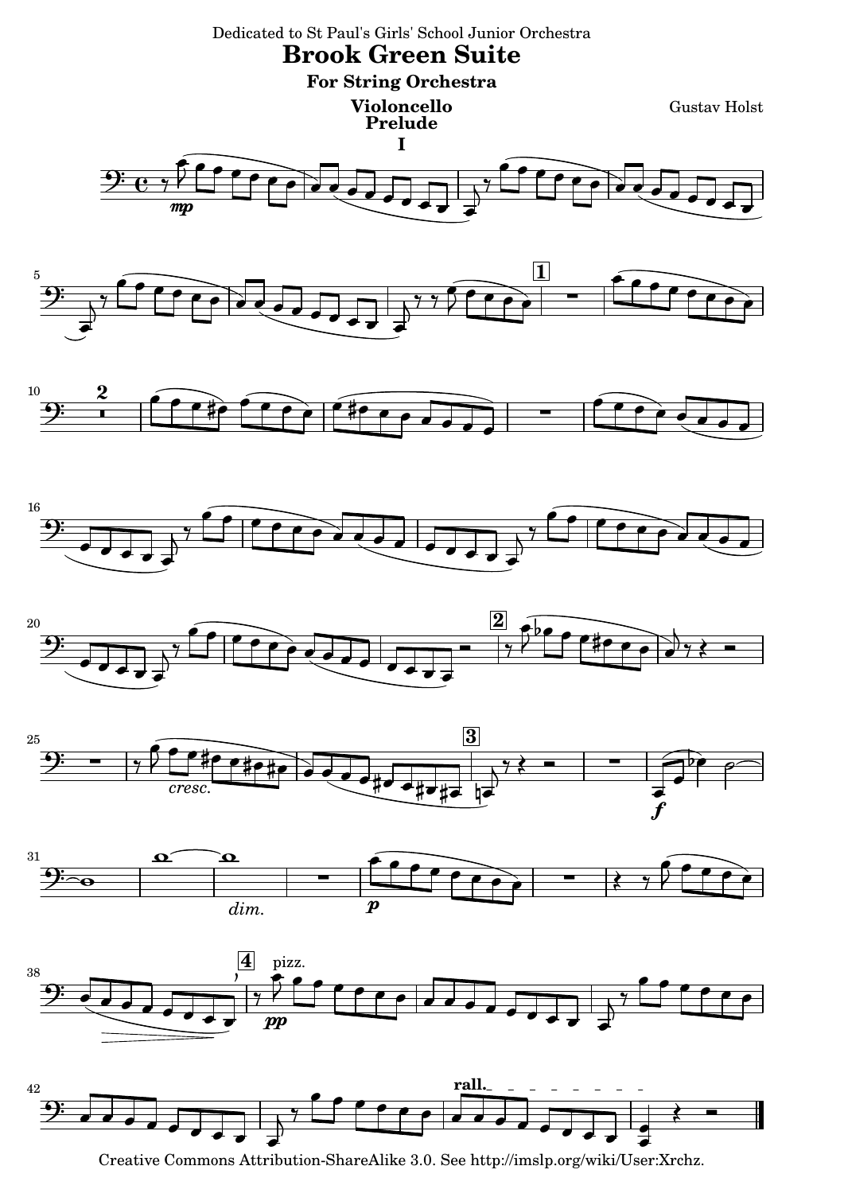Dedicated to St Paul's Girls' School Junior Orchestra

# Brook Green Suite

## For String Orchestra

### Violoncello

### Prelude

Gustav Holst

Creative Commons Attribution-ShareAlike 3.0. See http://imslp.org/wiki/User:Xrchz.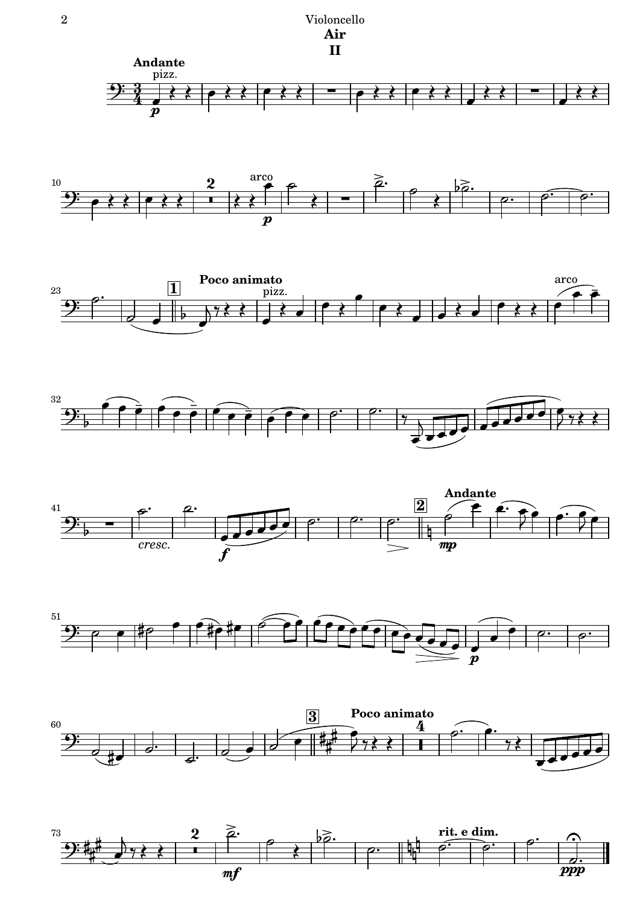# Air

## II

**Andante**

pizz.

*p*

arco

*p*

**Poco animato**

pizz.

arco

*cresc.*

*f*

**Andante**

*mp*

*p*

**Poco animato**

*mf*

**rit. e dim.**

*ppp*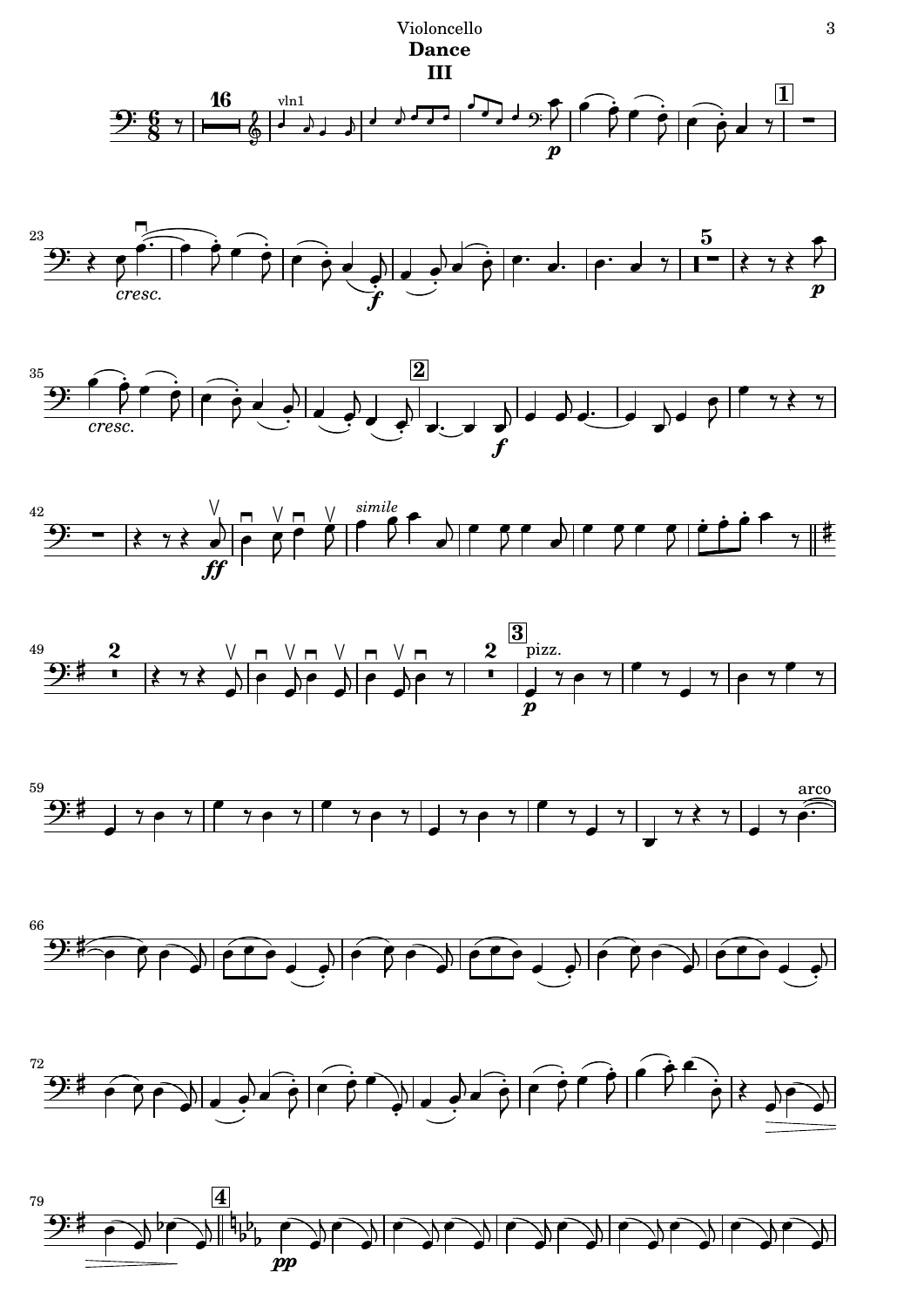# Dance

## III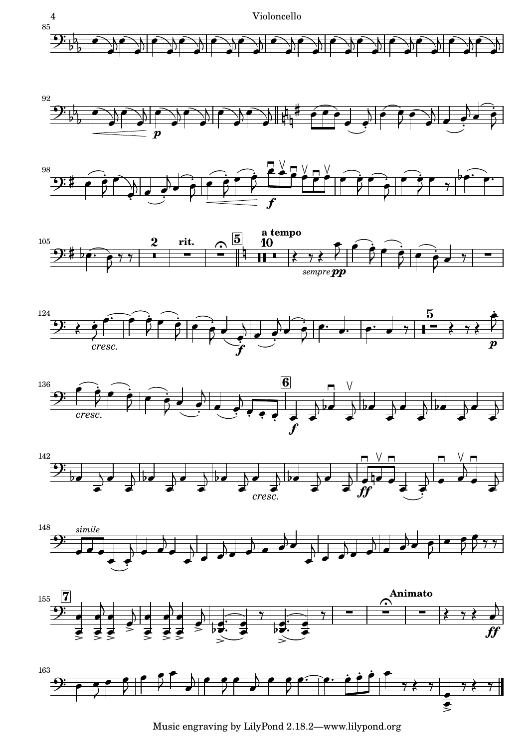Violoncello

Music engraving by LilyPond 2.18.2—www.lilypond.org